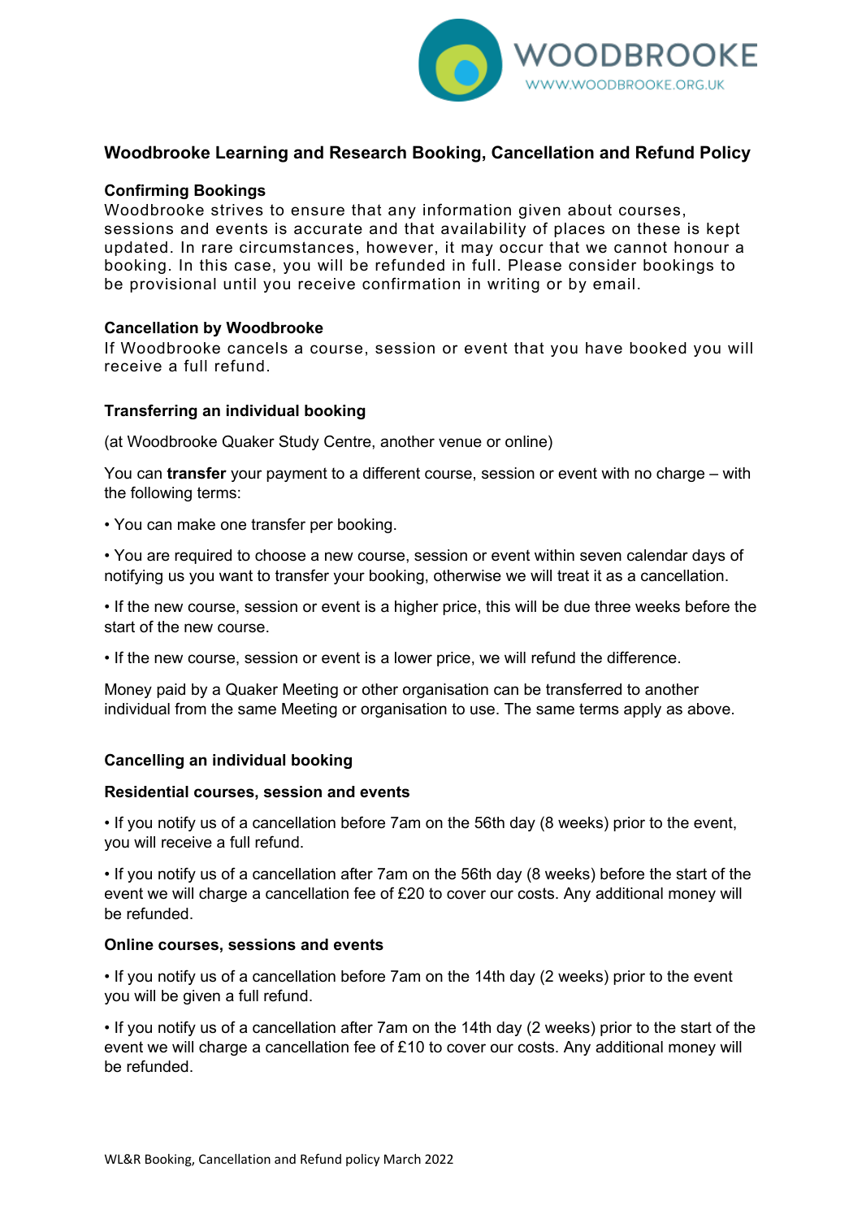WOODBROOKE
WWW.WOODBROOKE.ORG.UK

# Woodbrooke Learning and Research Booking, Cancellation and Refund Policy

## Confirming Bookings

Woodbrooke strives to ensure that any information given about courses, sessions and events is accurate and that availability of places on these is kept updated. In rare circumstances, however, it may occur that we cannot honour a booking. In this case, you will be refunded in full. Please consider bookings to be provisional until you receive confirmation in writing or by email.

## Cancellation by Woodbrooke

If Woodbrooke cancels a course, session or event that you have booked you will receive a full refund.

## Transferring an individual booking

(at Woodbrooke Quaker Study Centre, another venue or online)

You can **transfer** your payment to a different course, session or event with no charge – with the following terms:

- You can make one transfer per booking.
- You are required to choose a new course, session or event within seven calendar days of notifying us you want to transfer your booking, otherwise we will treat it as a cancellation.
- If the new course, session or event is a higher price, this will be due three weeks before the start of the new course.
- If the new course, session or event is a lower price, we will refund the difference.

Money paid by a Quaker Meeting or other organisation can be transferred to another individual from the same Meeting or organisation to use. The same terms apply as above.

## Cancelling an individual booking

### Residential courses, session and events

- If you notify us of a cancellation before 7am on the 56th day (8 weeks) prior to the event, you will receive a full refund.
- If you notify us of a cancellation after 7am on the 56th day (8 weeks) before the start of the event we will charge a cancellation fee of £20 to cover our costs. Any additional money will be refunded.

### Online courses, sessions and events

- If you notify us of a cancellation before 7am on the 14th day (2 weeks) prior to the event you will be given a full refund.
- If you notify us of a cancellation after 7am on the 14th day (2 weeks) prior to the start of the event we will charge a cancellation fee of £10 to cover our costs. Any additional money will be refunded.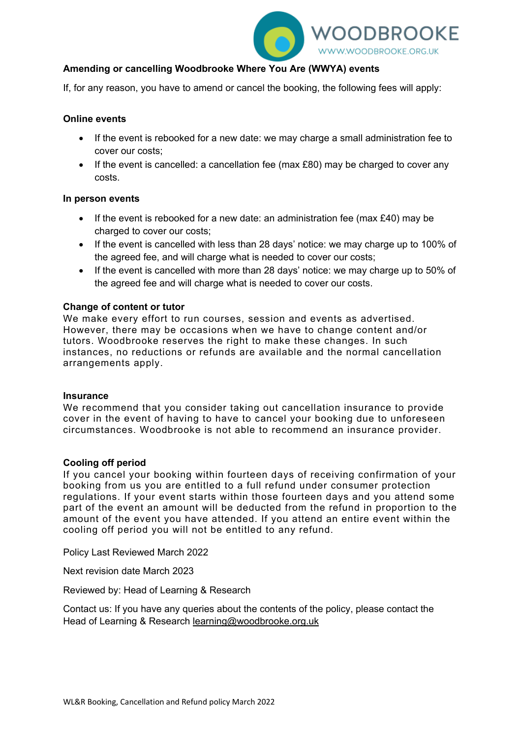**Amending or cancelling Woodbrooke Where You Are (WWYA) events**

If, for any reason, you have to amend or cancel the booking, the following fees will apply:

**Online events**

- If the event is rebooked for a new date: we may charge a small administration fee to cover our costs;
- If the event is cancelled: a cancellation fee (max £80) may be charged to cover any costs.

**In person events**

- If the event is rebooked for a new date: an administration fee (max £40) may be charged to cover our costs;
- If the event is cancelled with less than 28 days' notice: we may charge up to 100% of the agreed fee, and will charge what is needed to cover our costs;
- If the event is cancelled with more than 28 days' notice: we may charge up to 50% of the agreed fee and will charge what is needed to cover our costs.

**Change of content or tutor**

We make every effort to run courses, session and events as advertised. However, there may be occasions when we have to change content and/or tutors. Woodbrooke reserves the right to make these changes. In such instances, no reductions or refunds are available and the normal cancellation arrangements apply.

**Insurance**

We recommend that you consider taking out cancellation insurance to provide cover in the event of having to have to cancel your booking due to unforeseen circumstances. Woodbrooke is not able to recommend an insurance provider.

**Cooling off period**

If you cancel your booking within fourteen days of receiving confirmation of your booking from us you are entitled to a full refund under consumer protection regulations. If your event starts within those fourteen days and you attend some part of the event an amount will be deducted from the refund in proportion to the amount of the event you have attended. If you attend an entire event within the cooling off period you will not be entitled to any refund.

Policy Last Reviewed March 2022

Next revision date March 2023

Reviewed by: Head of Learning & Research

Contact us: If you have any queries about the contents of the policy, please contact the Head of Learning & Research learning@woodbrooke.org.uk